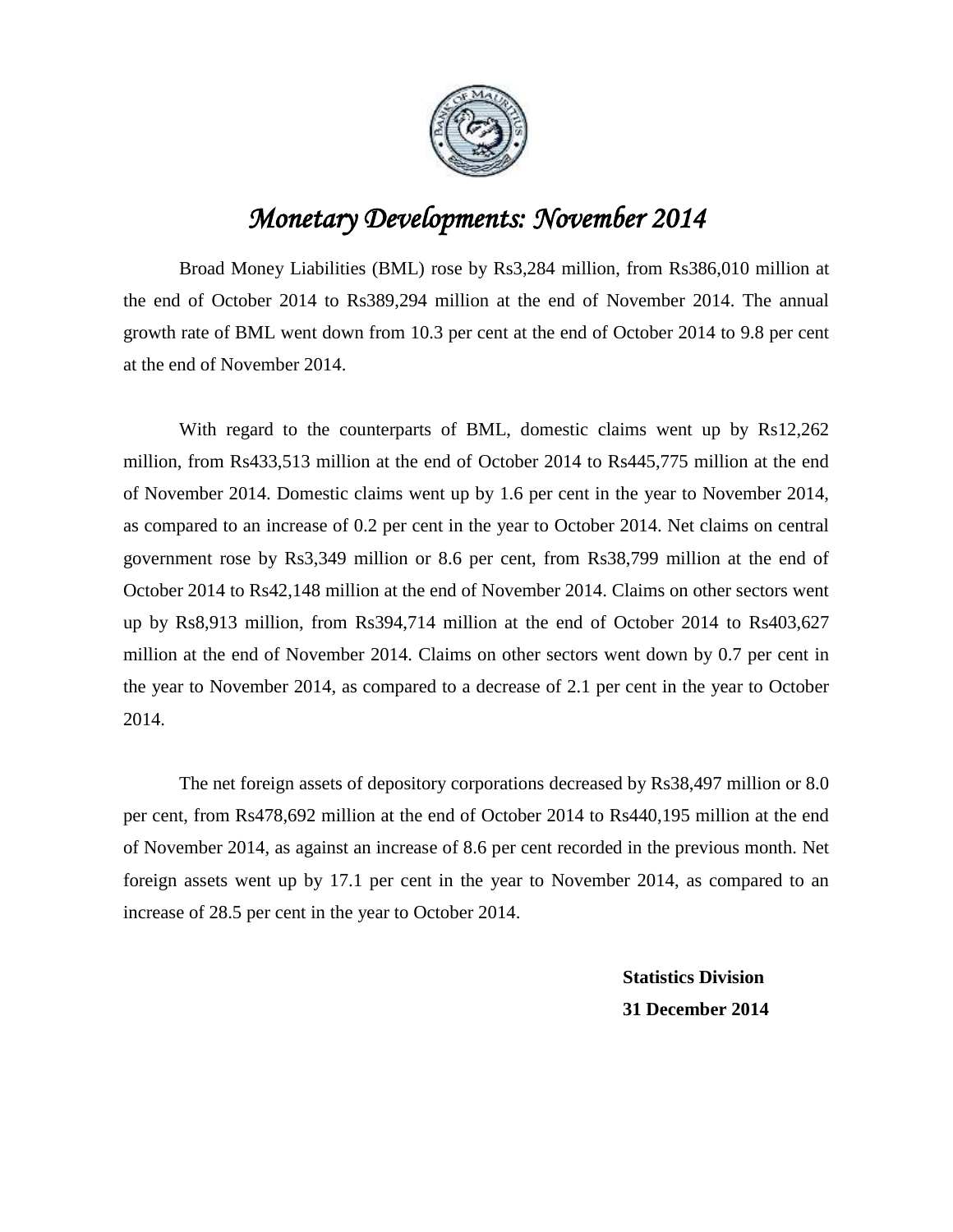# *Monetary Developments: November 2014*

Broad Money Liabilities (BML) rose by Rs3,284 million, from Rs386,010 million at the end of October 2014 to Rs389,294 million at the end of November 2014. The annual growth rate of BML went down from 10.3 per cent at the end of October 2014 to 9.8 per cent at the end of November 2014.

With regard to the counterparts of BML, domestic claims went up by Rs12,262 million, from Rs433,513 million at the end of October 2014 to Rs445,775 million at the end of November 2014. Domestic claims went up by 1.6 per cent in the year to November 2014, as compared to an increase of 0.2 per cent in the year to October 2014. Net claims on central government rose by Rs3,349 million or 8.6 per cent, from Rs38,799 million at the end of October 2014 to Rs42,148 million at the end of November 2014. Claims on other sectors went up by Rs8,913 million, from Rs394,714 million at the end of October 2014 to Rs403,627 million at the end of November 2014. Claims on other sectors went down by 0.7 per cent in the year to November 2014, as compared to a decrease of 2.1 per cent in the year to October 2014.

The net foreign assets of depository corporations decreased by Rs38,497 million or 8.0 per cent, from Rs478,692 million at the end of October 2014 to Rs440,195 million at the end of November 2014, as against an increase of 8.6 per cent recorded in the previous month. Net foreign assets went up by 17.1 per cent in the year to November 2014, as compared to an increase of 28.5 per cent in the year to October 2014.

**Statistics Division**

**31 December 2014**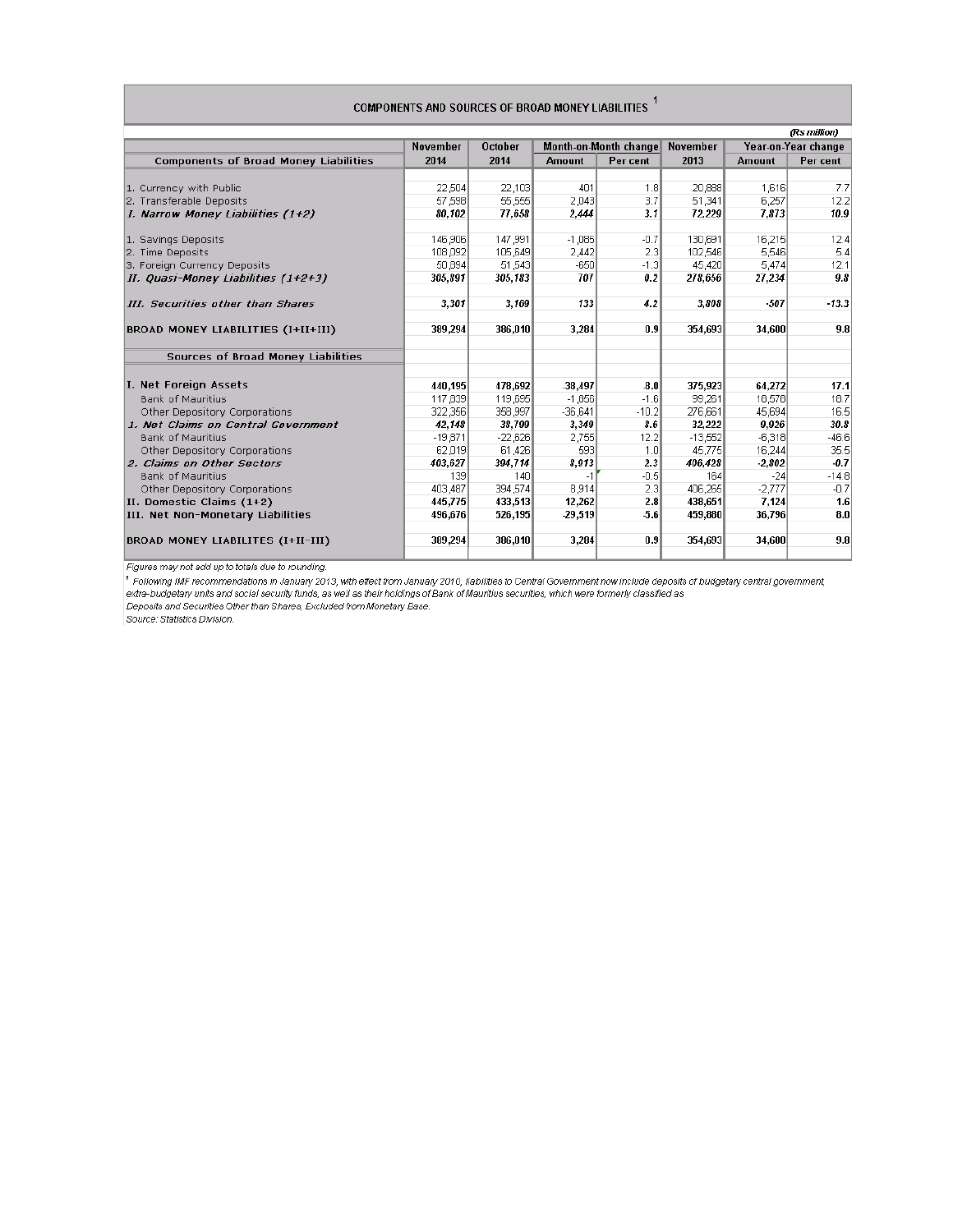## COMPONENTS AND SOURCES OF BROAD MONEY LIABILITIES [1]

(Rs million)

| Components of Broad Money Liabilities | November 2014 | October 2014 | Month-on-Month change | | November 2013 | Year-on-Year change | |
|---|---|---|---|---|---|---|---|
| | | | Amount | Per cent | | Amount | Per cent |
| 1. Currency with Public | 22,504 | 22,103 | 401 | 1.8 | 20,888 | 1,616 | 7.7 |
| 2. Transferable Deposits | 57,598 | 55,555 | 2,043 | 3.7 | 51,341 | 6,257 | 12.2 |
| *I. Narrow Money Liabilities (1+2)* | ***80,102*** | ***77,658*** | ***2,444*** | ***3.1*** | ***72,229*** | ***7,873*** | ***10.9*** |
| 1. Savings Deposits | 146,906 | 147,991 | -1,085 | -0.7 | 130,691 | 16,215 | 12.4 |
| 2. Time Deposits | 108,092 | 105,649 | 2,442 | 2.3 | 102,546 | 5,546 | 5.4 |
| 3. Foreign Currency Deposits | 50,894 | 51,543 | -650 | -1.3 | 45,420 | 5,474 | 12.1 |
| *II. Quasi-Money Liabilities (1+2+3)* | ***305,891*** | ***305,183*** | ***707*** | ***0.2*** | ***278,656*** | ***27,234*** | ***9.8*** |
| *III. Securities other than Shares* | ***3,301*** | ***3,169*** | ***133*** | ***4.2*** | ***3,808*** | ***-507*** | ***-13.3*** |
| **BROAD MONEY LIABILITIES (I+II+III)** | **389,294** | **386,010** | **3,284** | **0.9** | **354,693** | **34,600** | **9.8** |
| **Sources of Broad Money Liabilities** | | | | | | | |
| **I. Net Foreign Assets** | **440,195** | **478,692** | **-38,497** | **-8.0** | **375,923** | **64,272** | **17.1** |
| Bank of Mauritius | 117,839 | 119,695 | -1,856 | -1.6 | 99,261 | 18,578 | 18.7 |
| Other Depository Corporations | 322,356 | 358,997 | -36,641 | -10.2 | 276,661 | 45,694 | 16.5 |
| *1. Net Claims on Central Government* | ***42,148*** | ***38,799*** | ***3,349*** | ***8.6*** | ***32,222*** | ***9,926*** | ***30.8*** |
| Bank of Mauritius | -19,871 | -22,626 | 2,755 | 12.2 | -13,552 | -6,318 | -46.6 |
| Other Depository Corporations | 62,019 | 61,426 | 593 | 1.0 | 45,775 | 16,244 | 35.5 |
| *2. Claims on Other Sectors* | ***403,627*** | ***394,714*** | ***8,913*** | ***2.3*** | ***406,428*** | ***-2,802*** | ***-0.7*** |
| Bank of Mauritius | 139 | 140 | -1 | -0.5 | 164 | -24 | -14.8 |
| Other Depository Corporations | 403,487 | 394,574 | 8,914 | 2.3 | 406,265 | -2,777 | -0.7 |
| **II. Domestic Claims (1+2)** | **445,775** | **433,513** | **12,262** | **2.8** | **438,651** | **7,124** | **1.6** |
| **III. Net Non-Monetary Liabilities** | **496,676** | **526,195** | **-29,519** | **-5.6** | **459,880** | **36,796** | **8.0** |
| **BROAD MONEY LIABILITES (I+II-III)** | **389,294** | **386,010** | **3,284** | **0.9** | **354,693** | **34,600** | **9.8** |

*Figures may not add up to totals due to rounding.*

[1] *Following IMF recommendations in January 2013, with effect from January 2010, liabilities to Central Government now include deposits of budgetary central government, extra-budgetary units and social security funds, as well as their holdings of Bank of Mauritius securities, which were formerly classified as Deposits and Securities Other than Shares, Excluded from Monetary Base.*

*Source: Statistics Division.*